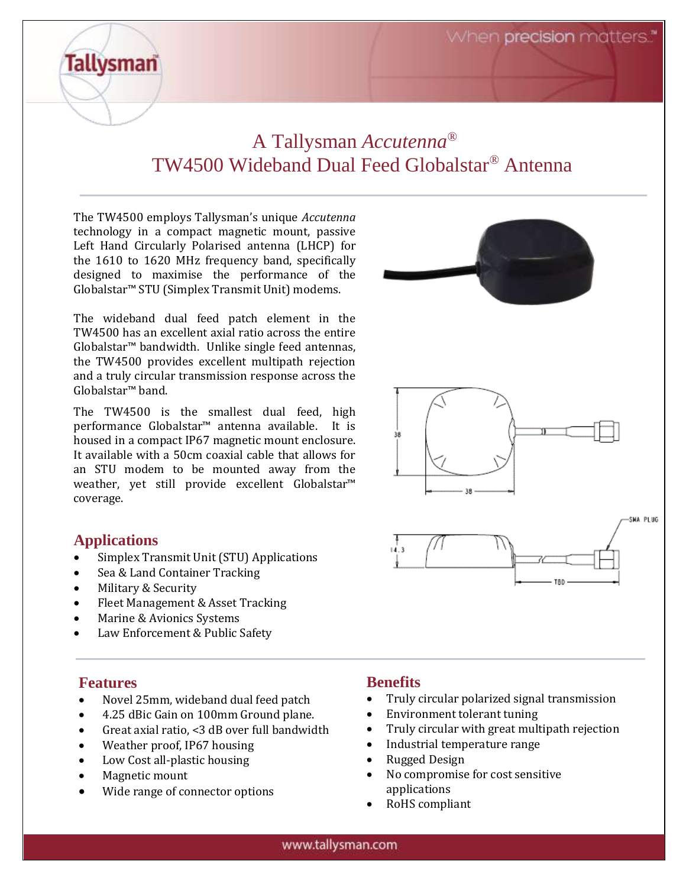# A Tallysman *Accutenna*®
# TW4500 Wideband Dual Feed Globalstar® Antenna

The TW4500 employs Tallysman's unique *Accutenna* technology in a compact magnetic mount, passive Left Hand Circularly Polarised antenna (LHCP) for the 1610 to 1620 MHz frequency band, specifically designed to maximise the performance of the Globalstar™ STU (Simplex Transmit Unit) modems.

The wideband dual feed patch element in the TW4500 has an excellent axial ratio across the entire Globalstar™ bandwidth. Unlike single feed antennas, the TW4500 provides excellent multipath rejection and a truly circular transmission response across the Globalstar™ band.

The TW4500 is the smallest dual feed, high performance Globalstar™ antenna available. It is housed in a compact IP67 magnetic mount enclosure. It available with a 50cm coaxial cable that allows for an STU modem to be mounted away from the weather, yet still provide excellent Globalstar™ coverage.

## Applications

- Simplex Transmit Unit (STU) Applications
- Sea & Land Container Tracking
- Military & Security
- Fleet Management & Asset Tracking
- Marine & Avionics Systems
- Law Enforcement & Public Safety

## Features

- Novel 25mm, wideband dual feed patch
- 4.25 dBic Gain on 100mm Ground plane.
- Great axial ratio, <3 dB over full bandwidth
- Weather proof, IP67 housing
- Low Cost all-plastic housing
- Magnetic mount
- Wide range of connector options

## Benefits

- Truly circular polarized signal transmission
- Environment tolerant tuning
- Truly circular with great multipath rejection
- Industrial temperature range
- Rugged Design
- No compromise for cost sensitive applications
- RoHS compliant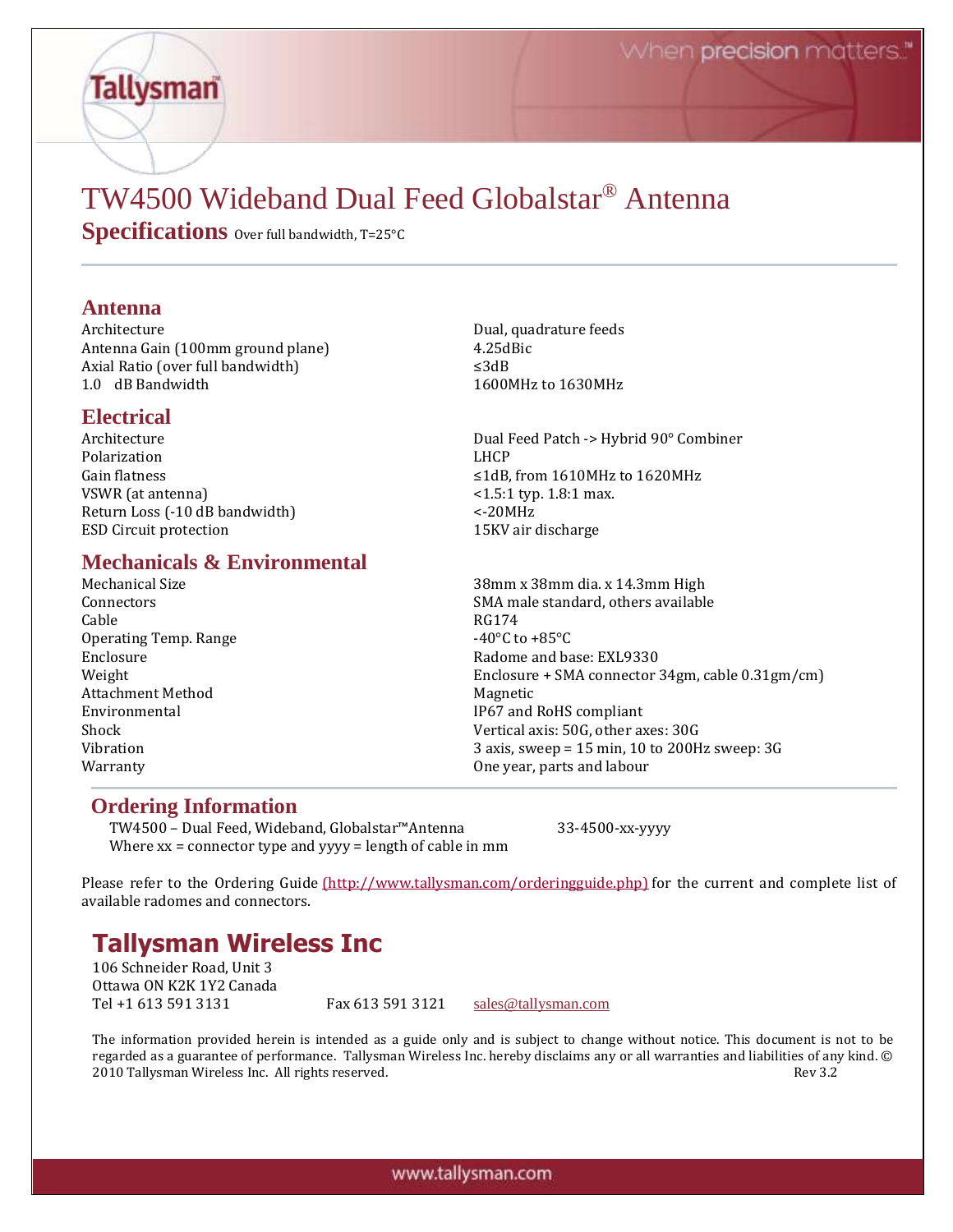# TW4500 Wideband Dual Feed Globalstar® Antenna

**Specifications** Over full bandwidth, T=25°C

## Antenna

| | |
|---|---|
| Architecture | Dual, quadrature feeds |
| Antenna Gain (100mm ground plane) | 4.25dBic |
| Axial Ratio (over full bandwidth) | ≤3dB |
| 1.0 dB Bandwidth | 1600MHz to 1630MHz |

## Electrical

| | |
|---|---|
| Architecture | Dual Feed Patch -> Hybrid 90° Combiner |
| Polarization | LHCP |
| Gain flatness | ≤1dB, from 1610MHz to 1620MHz |
| VSWR (at antenna) | <1.5:1 typ. 1.8:1 max. |
| Return Loss (-10 dB bandwidth) | <-20MHz |
| ESD Circuit protection | 15KV air discharge |

## Mechanicals & Environmental

| | |
|---|---|
| Mechanical Size | 38mm x 38mm dia. x 14.3mm High |
| Connectors | SMA male standard, others available |
| Cable | RG174 |
| Operating Temp. Range | -40°C to +85°C |
| Enclosure | Radome and base: EXL9330 |
| Weight | Enclosure + SMA connector 34gm, cable 0.31gm/cm) |
| Attachment Method | Magnetic |
| Environmental | IP67 and RoHS compliant |
| Shock | Vertical axis: 50G, other axes: 30G |
| Vibration | 3 axis, sweep = 15 min, 10 to 200Hz sweep: 3G |
| Warranty | One year, parts and labour |

## Ordering Information

TW4500 – Dual Feed, Wideband, Globalstar™Antenna 33-4500-xx-yyyy
Where xx = connector type and yyyy = length of cable in mm

Please refer to the Ordering Guide (http://www.tallysman.com/orderingguide.php) for the current and complete list of available radomes and connectors.

## Tallysman Wireless Inc

106 Schneider Road, Unit 3
Ottawa ON K2K 1Y2 Canada
Tel +1 613 591 3131 Fax 613 591 3121 sales@tallysman.com

The information provided herein is intended as a guide only and is subject to change without notice. This document is not to be regarded as a guarantee of performance. Tallysman Wireless Inc. hereby disclaims any or all warranties and liabilities of any kind. © 2010 Tallysman Wireless Inc. All rights reserved. Rev 3.2